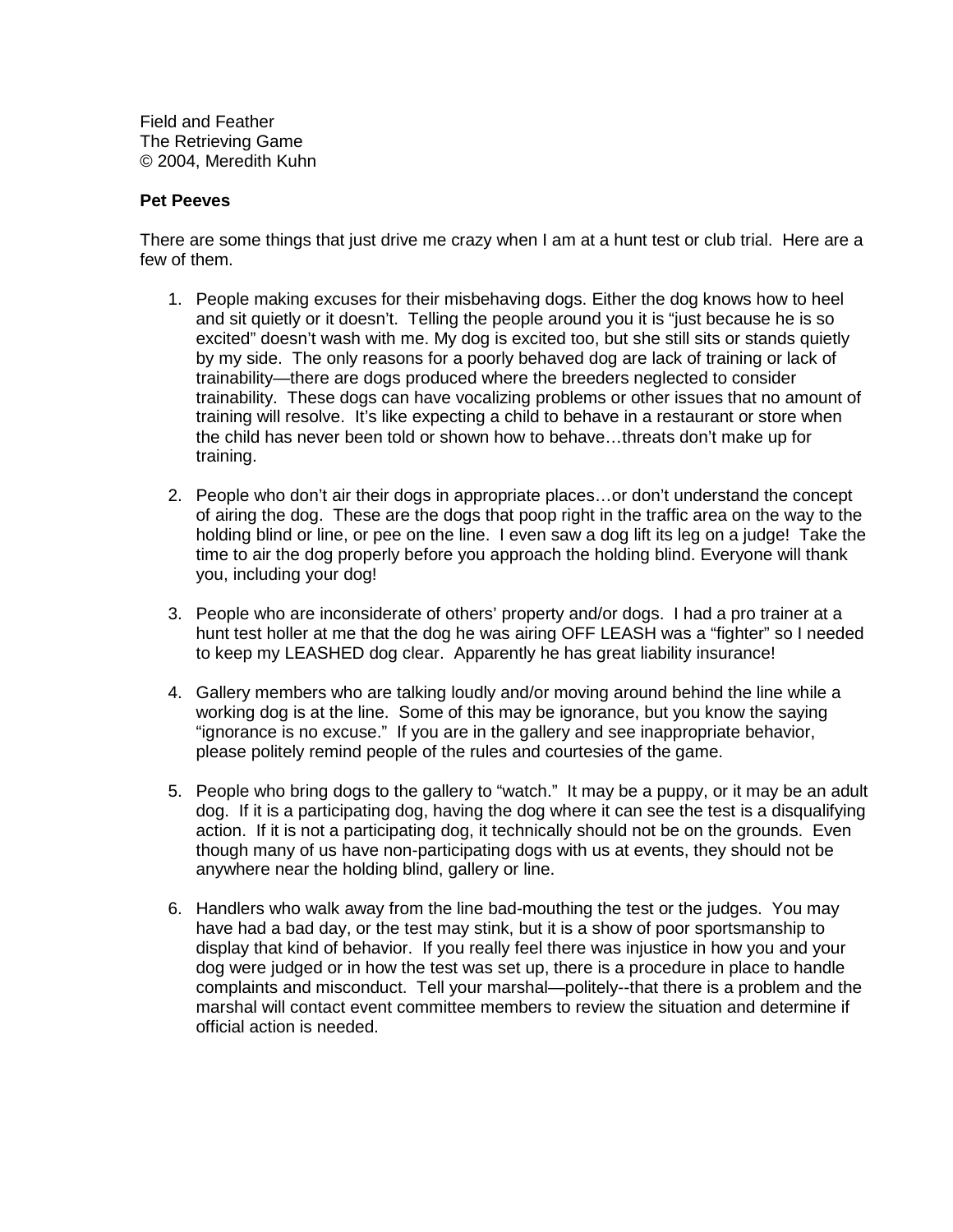Field and Feather
The Retrieving Game
© 2004, Meredith Kuhn

**Pet Peeves**

There are some things that just drive me crazy when I am at a hunt test or club trial. Here are a few of them.

1. People making excuses for their misbehaving dogs. Either the dog knows how to heel and sit quietly or it doesn't. Telling the people around you it is "just because he is so excited" doesn't wash with me. My dog is excited too, but she still sits or stands quietly by my side. The only reasons for a poorly behaved dog are lack of training or lack of trainability—there are dogs produced where the breeders neglected to consider trainability. These dogs can have vocalizing problems or other issues that no amount of training will resolve. It's like expecting a child to behave in a restaurant or store when the child has never been told or shown how to behave…threats don't make up for training.

2. People who don't air their dogs in appropriate places…or don't understand the concept of airing the dog. These are the dogs that poop right in the traffic area on the way to the holding blind or line, or pee on the line. I even saw a dog lift its leg on a judge! Take the time to air the dog properly before you approach the holding blind. Everyone will thank you, including your dog!

3. People who are inconsiderate of others' property and/or dogs. I had a pro trainer at a hunt test holler at me that the dog he was airing OFF LEASH was a "fighter" so I needed to keep my LEASHED dog clear. Apparently he has great liability insurance!

4. Gallery members who are talking loudly and/or moving around behind the line while a working dog is at the line. Some of this may be ignorance, but you know the saying "ignorance is no excuse." If you are in the gallery and see inappropriate behavior, please politely remind people of the rules and courtesies of the game.

5. People who bring dogs to the gallery to "watch." It may be a puppy, or it may be an adult dog. If it is a participating dog, having the dog where it can see the test is a disqualifying action. If it is not a participating dog, it technically should not be on the grounds. Even though many of us have non-participating dogs with us at events, they should not be anywhere near the holding blind, gallery or line.

6. Handlers who walk away from the line bad-mouthing the test or the judges. You may have had a bad day, or the test may stink, but it is a show of poor sportsmanship to display that kind of behavior. If you really feel there was injustice in how you and your dog were judged or in how the test was set up, there is a procedure in place to handle complaints and misconduct. Tell your marshal—politely--that there is a problem and the marshal will contact event committee members to review the situation and determine if official action is needed.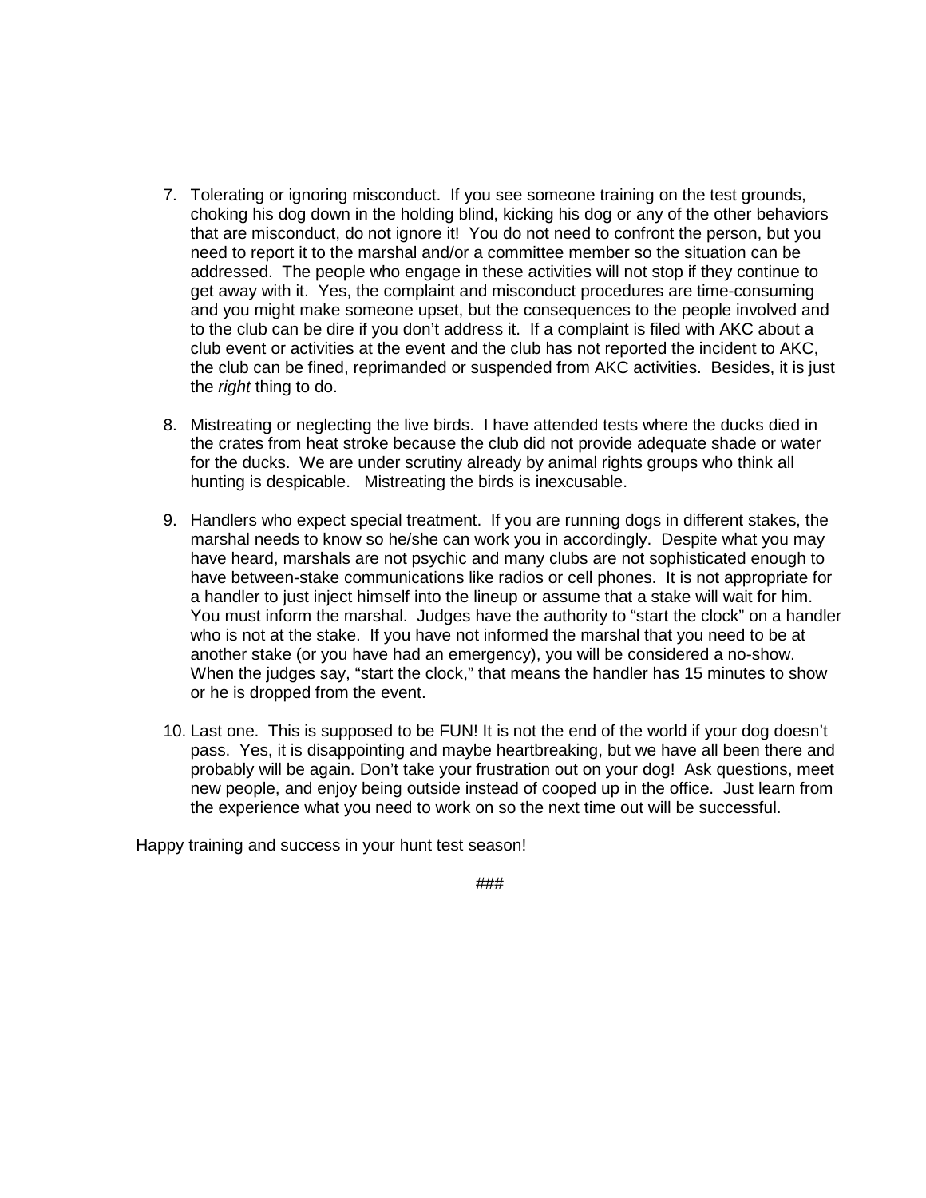7. Tolerating or ignoring misconduct. If you see someone training on the test grounds, choking his dog down in the holding blind, kicking his dog or any of the other behaviors that are misconduct, do not ignore it! You do not need to confront the person, but you need to report it to the marshal and/or a committee member so the situation can be addressed. The people who engage in these activities will not stop if they continue to get away with it. Yes, the complaint and misconduct procedures are time-consuming and you might make someone upset, but the consequences to the people involved and to the club can be dire if you don't address it. If a complaint is filed with AKC about a club event or activities at the event and the club has not reported the incident to AKC, the club can be fined, reprimanded or suspended from AKC activities. Besides, it is just the *right* thing to do.

8. Mistreating or neglecting the live birds. I have attended tests where the ducks died in the crates from heat stroke because the club did not provide adequate shade or water for the ducks. We are under scrutiny already by animal rights groups who think all hunting is despicable. Mistreating the birds is inexcusable.

9. Handlers who expect special treatment. If you are running dogs in different stakes, the marshal needs to know so he/she can work you in accordingly. Despite what you may have heard, marshals are not psychic and many clubs are not sophisticated enough to have between-stake communications like radios or cell phones. It is not appropriate for a handler to just inject himself into the lineup or assume that a stake will wait for him. You must inform the marshal. Judges have the authority to "start the clock" on a handler who is not at the stake. If you have not informed the marshal that you need to be at another stake (or you have had an emergency), you will be considered a no-show. When the judges say, "start the clock," that means the handler has 15 minutes to show or he is dropped from the event.

10. Last one. This is supposed to be FUN! It is not the end of the world if your dog doesn't pass. Yes, it is disappointing and maybe heartbreaking, but we have all been there and probably will be again. Don't take your frustration out on your dog! Ask questions, meet new people, and enjoy being outside instead of cooped up in the office. Just learn from the experience what you need to work on so the next time out will be successful.

Happy training and success in your hunt test season!

###